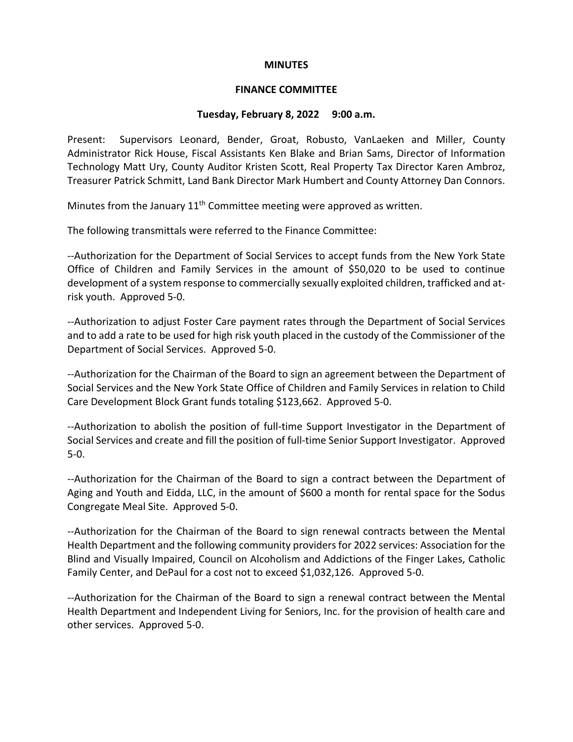**MINUTES**

**FINANCE COMMITTEE**

**Tuesday, February 8, 2022 9:00 a.m.**

Present: Supervisors Leonard, Bender, Groat, Robusto, VanLaeken and Miller, County Administrator Rick House, Fiscal Assistants Ken Blake and Brian Sams, Director of Information Technology Matt Ury, County Auditor Kristen Scott, Real Property Tax Director Karen Ambroz, Treasurer Patrick Schmitt, Land Bank Director Mark Humbert and County Attorney Dan Connors.

Minutes from the January 11th Committee meeting were approved as written.

The following transmittals were referred to the Finance Committee:

--Authorization for the Department of Social Services to accept funds from the New York State Office of Children and Family Services in the amount of $50,020 to be used to continue development of a system response to commercially sexually exploited children, trafficked and at-risk youth. Approved 5-0.

--Authorization to adjust Foster Care payment rates through the Department of Social Services and to add a rate to be used for high risk youth placed in the custody of the Commissioner of the Department of Social Services. Approved 5-0.

--Authorization for the Chairman of the Board to sign an agreement between the Department of Social Services and the New York State Office of Children and Family Services in relation to Child Care Development Block Grant funds totaling $123,662. Approved 5-0.

--Authorization to abolish the position of full-time Support Investigator in the Department of Social Services and create and fill the position of full-time Senior Support Investigator. Approved 5-0.

--Authorization for the Chairman of the Board to sign a contract between the Department of Aging and Youth and Eidda, LLC, in the amount of $600 a month for rental space for the Sodus Congregate Meal Site. Approved 5-0.

--Authorization for the Chairman of the Board to sign renewal contracts between the Mental Health Department and the following community providers for 2022 services: Association for the Blind and Visually Impaired, Council on Alcoholism and Addictions of the Finger Lakes, Catholic Family Center, and DePaul for a cost not to exceed $1,032,126. Approved 5-0.

--Authorization for the Chairman of the Board to sign a renewal contract between the Mental Health Department and Independent Living for Seniors, Inc. for the provision of health care and other services. Approved 5-0.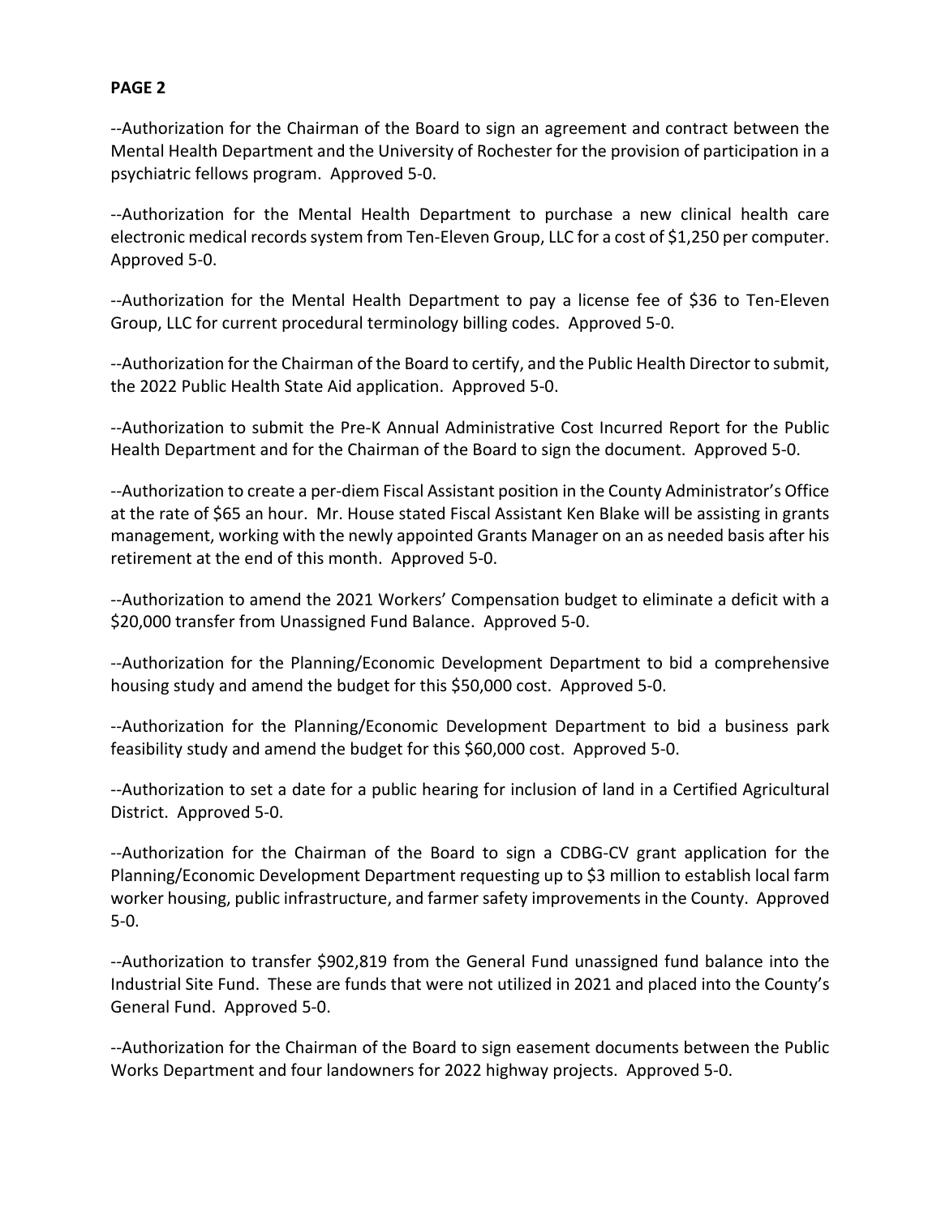**PAGE 2**

--Authorization for the Chairman of the Board to sign an agreement and contract between the Mental Health Department and the University of Rochester for the provision of participation in a psychiatric fellows program. Approved 5-0.

--Authorization for the Mental Health Department to purchase a new clinical health care electronic medical records system from Ten-Eleven Group, LLC for a cost of $1,250 per computer. Approved 5-0.

--Authorization for the Mental Health Department to pay a license fee of $36 to Ten-Eleven Group, LLC for current procedural terminology billing codes. Approved 5-0.

--Authorization for the Chairman of the Board to certify, and the Public Health Director to submit, the 2022 Public Health State Aid application. Approved 5-0.

--Authorization to submit the Pre-K Annual Administrative Cost Incurred Report for the Public Health Department and for the Chairman of the Board to sign the document. Approved 5-0.

--Authorization to create a per-diem Fiscal Assistant position in the County Administrator's Office at the rate of $65 an hour. Mr. House stated Fiscal Assistant Ken Blake will be assisting in grants management, working with the newly appointed Grants Manager on an as needed basis after his retirement at the end of this month. Approved 5-0.

--Authorization to amend the 2021 Workers' Compensation budget to eliminate a deficit with a $20,000 transfer from Unassigned Fund Balance. Approved 5-0.

--Authorization for the Planning/Economic Development Department to bid a comprehensive housing study and amend the budget for this $50,000 cost. Approved 5-0.

--Authorization for the Planning/Economic Development Department to bid a business park feasibility study and amend the budget for this $60,000 cost. Approved 5-0.

--Authorization to set a date for a public hearing for inclusion of land in a Certified Agricultural District. Approved 5-0.

--Authorization for the Chairman of the Board to sign a CDBG-CV grant application for the Planning/Economic Development Department requesting up to $3 million to establish local farm worker housing, public infrastructure, and farmer safety improvements in the County. Approved 5-0.

--Authorization to transfer $902,819 from the General Fund unassigned fund balance into the Industrial Site Fund. These are funds that were not utilized in 2021 and placed into the County's General Fund. Approved 5-0.

--Authorization for the Chairman of the Board to sign easement documents between the Public Works Department and four landowners for 2022 highway projects. Approved 5-0.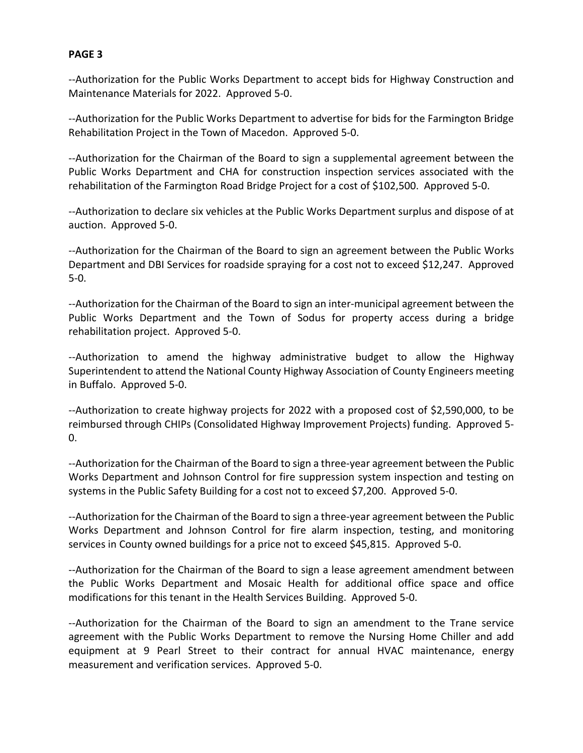**PAGE 3**

--Authorization for the Public Works Department to accept bids for Highway Construction and Maintenance Materials for 2022. Approved 5-0.

--Authorization for the Public Works Department to advertise for bids for the Farmington Bridge Rehabilitation Project in the Town of Macedon. Approved 5-0.

--Authorization for the Chairman of the Board to sign a supplemental agreement between the Public Works Department and CHA for construction inspection services associated with the rehabilitation of the Farmington Road Bridge Project for a cost of $102,500. Approved 5-0.

--Authorization to declare six vehicles at the Public Works Department surplus and dispose of at auction. Approved 5-0.

--Authorization for the Chairman of the Board to sign an agreement between the Public Works Department and DBI Services for roadside spraying for a cost not to exceed $12,247. Approved 5-0.

--Authorization for the Chairman of the Board to sign an inter-municipal agreement between the Public Works Department and the Town of Sodus for property access during a bridge rehabilitation project. Approved 5-0.

--Authorization to amend the highway administrative budget to allow the Highway Superintendent to attend the National County Highway Association of County Engineers meeting in Buffalo. Approved 5-0.

--Authorization to create highway projects for 2022 with a proposed cost of $2,590,000, to be reimbursed through CHIPs (Consolidated Highway Improvement Projects) funding. Approved 5-0.

--Authorization for the Chairman of the Board to sign a three-year agreement between the Public Works Department and Johnson Control for fire suppression system inspection and testing on systems in the Public Safety Building for a cost not to exceed $7,200. Approved 5-0.

--Authorization for the Chairman of the Board to sign a three-year agreement between the Public Works Department and Johnson Control for fire alarm inspection, testing, and monitoring services in County owned buildings for a price not to exceed $45,815. Approved 5-0.

--Authorization for the Chairman of the Board to sign a lease agreement amendment between the Public Works Department and Mosaic Health for additional office space and office modifications for this tenant in the Health Services Building. Approved 5-0.

--Authorization for the Chairman of the Board to sign an amendment to the Trane service agreement with the Public Works Department to remove the Nursing Home Chiller and add equipment at 9 Pearl Street to their contract for annual HVAC maintenance, energy measurement and verification services. Approved 5-0.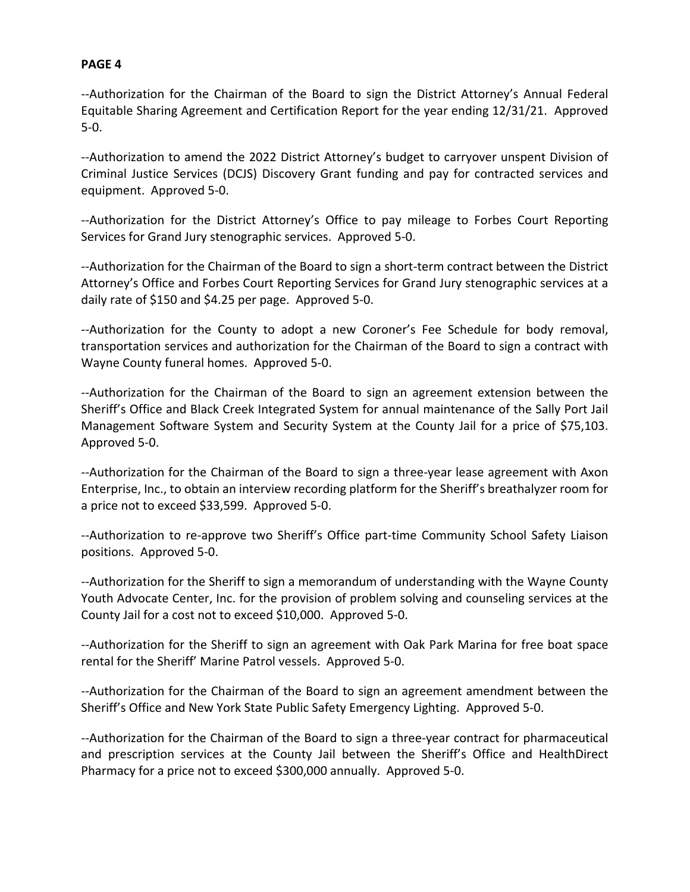**PAGE 4**

--Authorization for the Chairman of the Board to sign the District Attorney's Annual Federal Equitable Sharing Agreement and Certification Report for the year ending 12/31/21. Approved 5-0.

--Authorization to amend the 2022 District Attorney's budget to carryover unspent Division of Criminal Justice Services (DCJS) Discovery Grant funding and pay for contracted services and equipment. Approved 5-0.

--Authorization for the District Attorney's Office to pay mileage to Forbes Court Reporting Services for Grand Jury stenographic services. Approved 5-0.

--Authorization for the Chairman of the Board to sign a short-term contract between the District Attorney's Office and Forbes Court Reporting Services for Grand Jury stenographic services at a daily rate of $150 and $4.25 per page. Approved 5-0.

--Authorization for the County to adopt a new Coroner's Fee Schedule for body removal, transportation services and authorization for the Chairman of the Board to sign a contract with Wayne County funeral homes. Approved 5-0.

--Authorization for the Chairman of the Board to sign an agreement extension between the Sheriff's Office and Black Creek Integrated System for annual maintenance of the Sally Port Jail Management Software System and Security System at the County Jail for a price of $75,103. Approved 5-0.

--Authorization for the Chairman of the Board to sign a three-year lease agreement with Axon Enterprise, Inc., to obtain an interview recording platform for the Sheriff's breathalyzer room for a price not to exceed $33,599. Approved 5-0.

--Authorization to re-approve two Sheriff's Office part-time Community School Safety Liaison positions. Approved 5-0.

--Authorization for the Sheriff to sign a memorandum of understanding with the Wayne County Youth Advocate Center, Inc. for the provision of problem solving and counseling services at the County Jail for a cost not to exceed $10,000. Approved 5-0.

--Authorization for the Sheriff to sign an agreement with Oak Park Marina for free boat space rental for the Sheriff' Marine Patrol vessels. Approved 5-0.

--Authorization for the Chairman of the Board to sign an agreement amendment between the Sheriff's Office and New York State Public Safety Emergency Lighting. Approved 5-0.

--Authorization for the Chairman of the Board to sign a three-year contract for pharmaceutical and prescription services at the County Jail between the Sheriff's Office and HealthDirect Pharmacy for a price not to exceed $300,000 annually. Approved 5-0.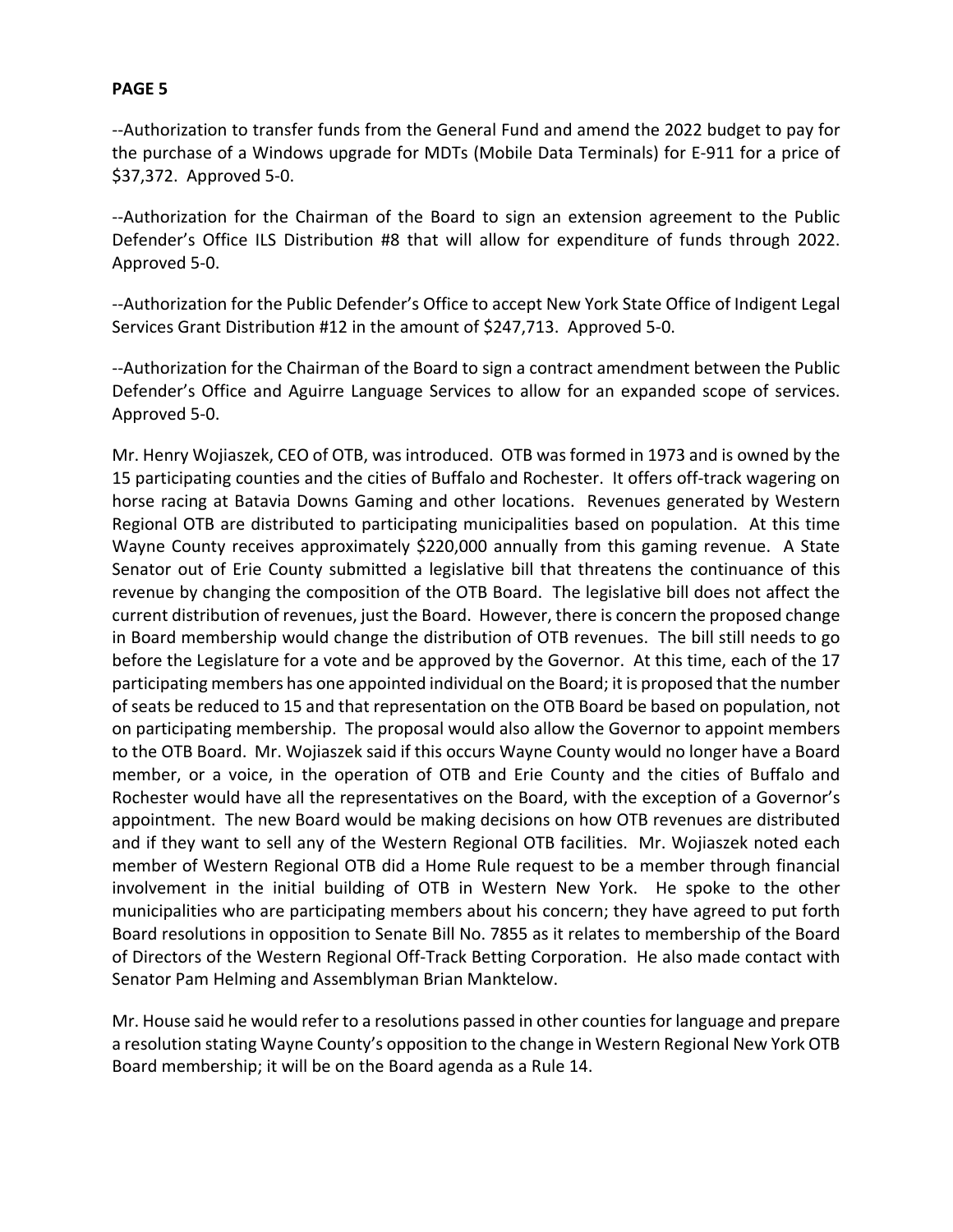**PAGE 5**

--Authorization to transfer funds from the General Fund and amend the 2022 budget to pay for the purchase of a Windows upgrade for MDTs (Mobile Data Terminals) for E-911 for a price of $37,372. Approved 5-0.

--Authorization for the Chairman of the Board to sign an extension agreement to the Public Defender's Office ILS Distribution #8 that will allow for expenditure of funds through 2022. Approved 5-0.

--Authorization for the Public Defender's Office to accept New York State Office of Indigent Legal Services Grant Distribution #12 in the amount of $247,713. Approved 5-0.

--Authorization for the Chairman of the Board to sign a contract amendment between the Public Defender's Office and Aguirre Language Services to allow for an expanded scope of services. Approved 5-0.

Mr. Henry Wojiaszek, CEO of OTB, was introduced. OTB was formed in 1973 and is owned by the 15 participating counties and the cities of Buffalo and Rochester. It offers off-track wagering on horse racing at Batavia Downs Gaming and other locations. Revenues generated by Western Regional OTB are distributed to participating municipalities based on population. At this time Wayne County receives approximately $220,000 annually from this gaming revenue. A State Senator out of Erie County submitted a legislative bill that threatens the continuance of this revenue by changing the composition of the OTB Board. The legislative bill does not affect the current distribution of revenues, just the Board. However, there is concern the proposed change in Board membership would change the distribution of OTB revenues. The bill still needs to go before the Legislature for a vote and be approved by the Governor. At this time, each of the 17 participating members has one appointed individual on the Board; it is proposed that the number of seats be reduced to 15 and that representation on the OTB Board be based on population, not on participating membership. The proposal would also allow the Governor to appoint members to the OTB Board. Mr. Wojiaszek said if this occurs Wayne County would no longer have a Board member, or a voice, in the operation of OTB and Erie County and the cities of Buffalo and Rochester would have all the representatives on the Board, with the exception of a Governor's appointment. The new Board would be making decisions on how OTB revenues are distributed and if they want to sell any of the Western Regional OTB facilities. Mr. Wojiaszek noted each member of Western Regional OTB did a Home Rule request to be a member through financial involvement in the initial building of OTB in Western New York. He spoke to the other municipalities who are participating members about his concern; they have agreed to put forth Board resolutions in opposition to Senate Bill No. 7855 as it relates to membership of the Board of Directors of the Western Regional Off-Track Betting Corporation. He also made contact with Senator Pam Helming and Assemblyman Brian Manktelow.

Mr. House said he would refer to a resolutions passed in other counties for language and prepare a resolution stating Wayne County's opposition to the change in Western Regional New York OTB Board membership; it will be on the Board agenda as a Rule 14.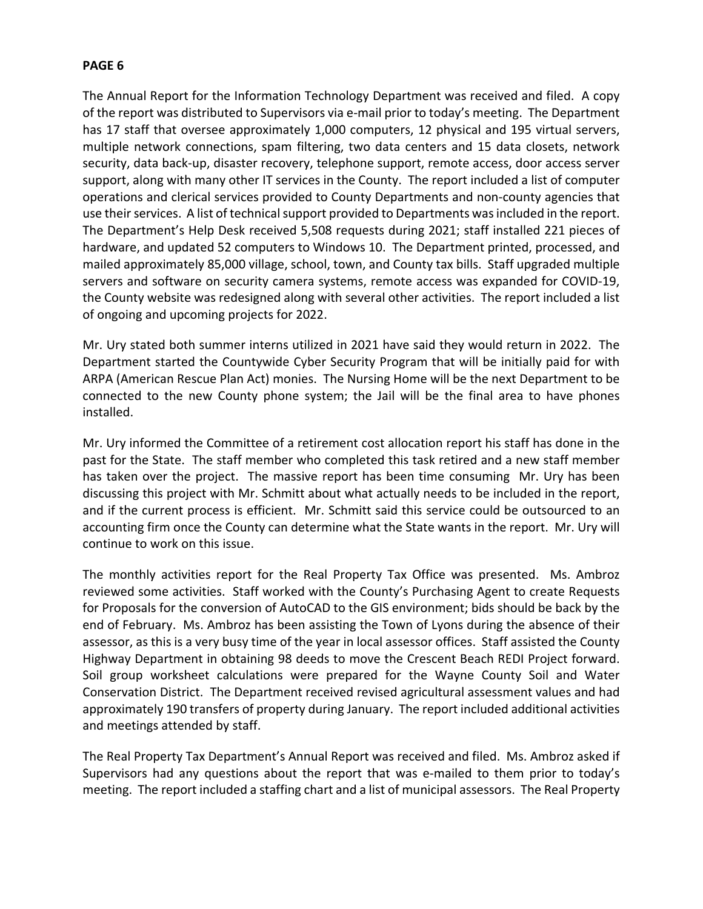**PAGE 6**

The Annual Report for the Information Technology Department was received and filed. A copy of the report was distributed to Supervisors via e-mail prior to today's meeting. The Department has 17 staff that oversee approximately 1,000 computers, 12 physical and 195 virtual servers, multiple network connections, spam filtering, two data centers and 15 data closets, network security, data back-up, disaster recovery, telephone support, remote access, door access server support, along with many other IT services in the County. The report included a list of computer operations and clerical services provided to County Departments and non-county agencies that use their services. A list of technical support provided to Departments was included in the report. The Department's Help Desk received 5,508 requests during 2021; staff installed 221 pieces of hardware, and updated 52 computers to Windows 10. The Department printed, processed, and mailed approximately 85,000 village, school, town, and County tax bills. Staff upgraded multiple servers and software on security camera systems, remote access was expanded for COVID-19, the County website was redesigned along with several other activities. The report included a list of ongoing and upcoming projects for 2022.

Mr. Ury stated both summer interns utilized in 2021 have said they would return in 2022. The Department started the Countywide Cyber Security Program that will be initially paid for with ARPA (American Rescue Plan Act) monies. The Nursing Home will be the next Department to be connected to the new County phone system; the Jail will be the final area to have phones installed.

Mr. Ury informed the Committee of a retirement cost allocation report his staff has done in the past for the State. The staff member who completed this task retired and a new staff member has taken over the project. The massive report has been time consuming Mr. Ury has been discussing this project with Mr. Schmitt about what actually needs to be included in the report, and if the current process is efficient. Mr. Schmitt said this service could be outsourced to an accounting firm once the County can determine what the State wants in the report. Mr. Ury will continue to work on this issue.

The monthly activities report for the Real Property Tax Office was presented. Ms. Ambroz reviewed some activities. Staff worked with the County's Purchasing Agent to create Requests for Proposals for the conversion of AutoCAD to the GIS environment; bids should be back by the end of February. Ms. Ambroz has been assisting the Town of Lyons during the absence of their assessor, as this is a very busy time of the year in local assessor offices. Staff assisted the County Highway Department in obtaining 98 deeds to move the Crescent Beach REDI Project forward. Soil group worksheet calculations were prepared for the Wayne County Soil and Water Conservation District. The Department received revised agricultural assessment values and had approximately 190 transfers of property during January. The report included additional activities and meetings attended by staff.

The Real Property Tax Department's Annual Report was received and filed. Ms. Ambroz asked if Supervisors had any questions about the report that was e-mailed to them prior to today's meeting. The report included a staffing chart and a list of municipal assessors. The Real Property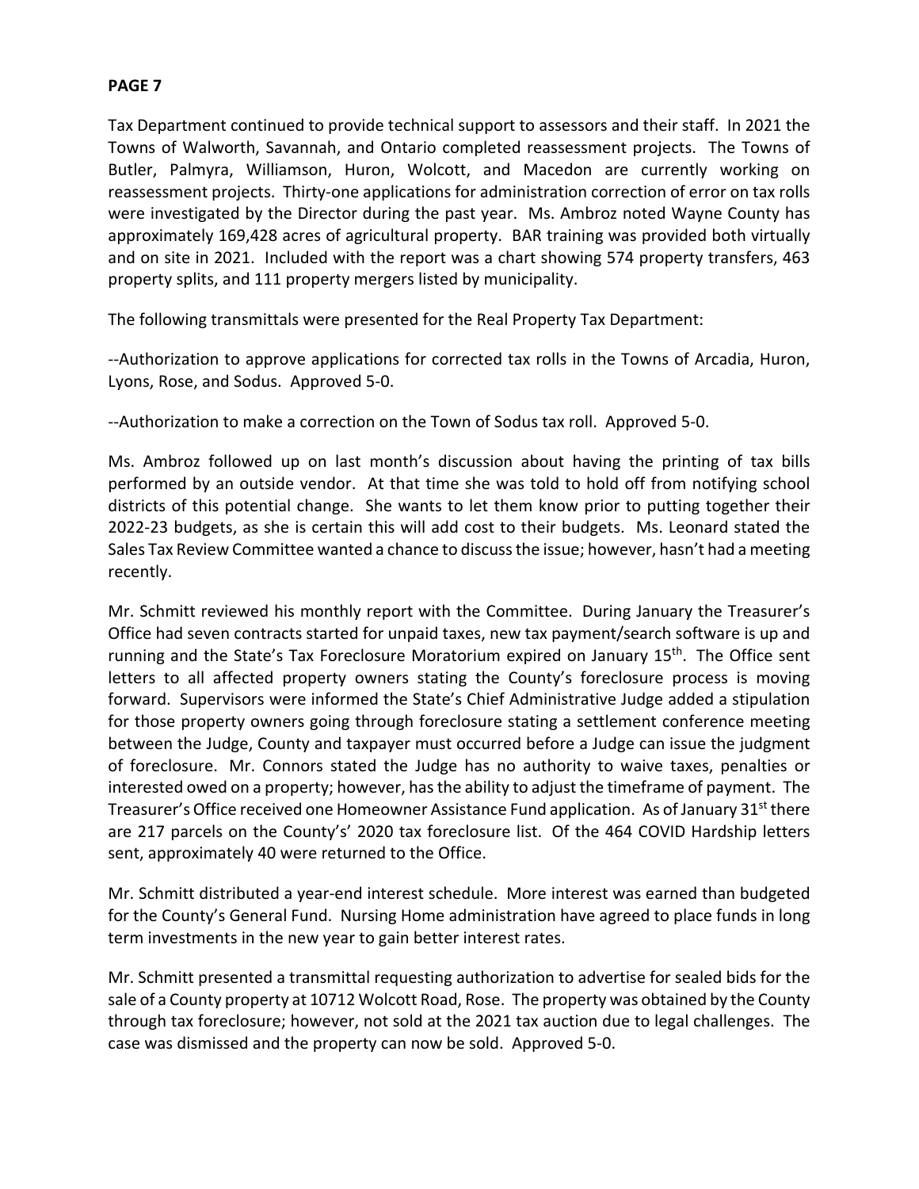**PAGE 7**

Tax Department continued to provide technical support to assessors and their staff. In 2021 the Towns of Walworth, Savannah, and Ontario completed reassessment projects. The Towns of Butler, Palmyra, Williamson, Huron, Wolcott, and Macedon are currently working on reassessment projects. Thirty-one applications for administration correction of error on tax rolls were investigated by the Director during the past year. Ms. Ambroz noted Wayne County has approximately 169,428 acres of agricultural property. BAR training was provided both virtually and on site in 2021. Included with the report was a chart showing 574 property transfers, 463 property splits, and 111 property mergers listed by municipality.

The following transmittals were presented for the Real Property Tax Department:

--Authorization to approve applications for corrected tax rolls in the Towns of Arcadia, Huron, Lyons, Rose, and Sodus. Approved 5-0.

--Authorization to make a correction on the Town of Sodus tax roll. Approved 5-0.

Ms. Ambroz followed up on last month's discussion about having the printing of tax bills performed by an outside vendor. At that time she was told to hold off from notifying school districts of this potential change. She wants to let them know prior to putting together their 2022-23 budgets, as she is certain this will add cost to their budgets. Ms. Leonard stated the Sales Tax Review Committee wanted a chance to discuss the issue; however, hasn't had a meeting recently.

Mr. Schmitt reviewed his monthly report with the Committee. During January the Treasurer's Office had seven contracts started for unpaid taxes, new tax payment/search software is up and running and the State's Tax Foreclosure Moratorium expired on January 15th. The Office sent letters to all affected property owners stating the County's foreclosure process is moving forward. Supervisors were informed the State's Chief Administrative Judge added a stipulation for those property owners going through foreclosure stating a settlement conference meeting between the Judge, County and taxpayer must occurred before a Judge can issue the judgment of foreclosure. Mr. Connors stated the Judge has no authority to waive taxes, penalties or interested owed on a property; however, has the ability to adjust the timeframe of payment. The Treasurer's Office received one Homeowner Assistance Fund application. As of January 31st there are 217 parcels on the County's' 2020 tax foreclosure list. Of the 464 COVID Hardship letters sent, approximately 40 were returned to the Office.

Mr. Schmitt distributed a year-end interest schedule. More interest was earned than budgeted for the County's General Fund. Nursing Home administration have agreed to place funds in long term investments in the new year to gain better interest rates.

Mr. Schmitt presented a transmittal requesting authorization to advertise for sealed bids for the sale of a County property at 10712 Wolcott Road, Rose. The property was obtained by the County through tax foreclosure; however, not sold at the 2021 tax auction due to legal challenges. The case was dismissed and the property can now be sold. Approved 5-0.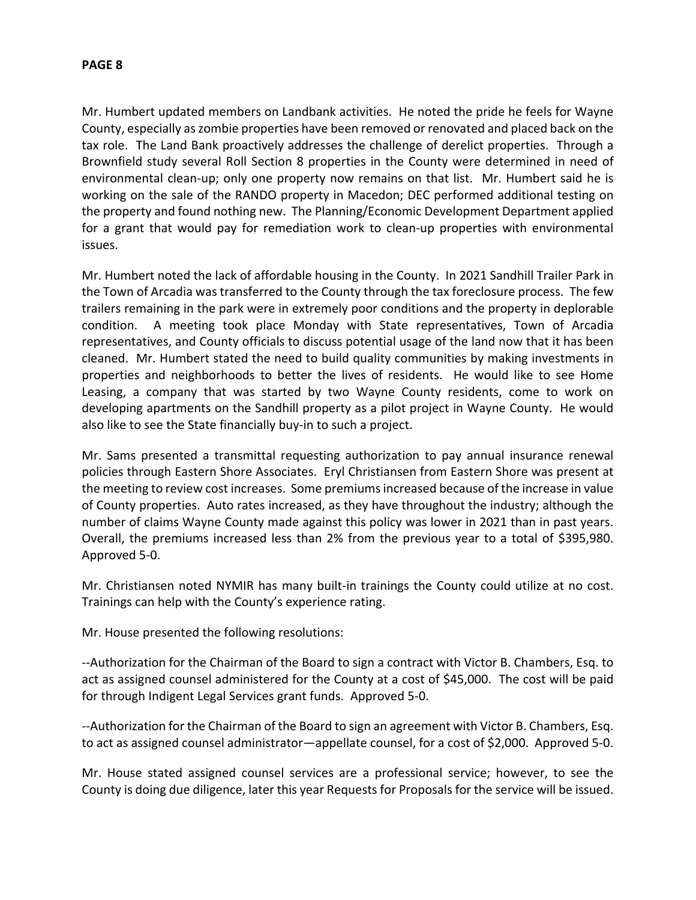Mr. Humbert updated members on Landbank activities. He noted the pride he feels for Wayne County, especially as zombie properties have been removed or renovated and placed back on the tax role. The Land Bank proactively addresses the challenge of derelict properties. Through a Brownfield study several Roll Section 8 properties in the County were determined in need of environmental clean-up; only one property now remains on that list. Mr. Humbert said he is working on the sale of the RANDO property in Macedon; DEC performed additional testing on the property and found nothing new. The Planning/Economic Development Department applied for a grant that would pay for remediation work to clean-up properties with environmental issues.

Mr. Humbert noted the lack of affordable housing in the County. In 2021 Sandhill Trailer Park in the Town of Arcadia was transferred to the County through the tax foreclosure process. The few trailers remaining in the park were in extremely poor conditions and the property in deplorable condition. A meeting took place Monday with State representatives, Town of Arcadia representatives, and County officials to discuss potential usage of the land now that it has been cleaned. Mr. Humbert stated the need to build quality communities by making investments in properties and neighborhoods to better the lives of residents. He would like to see Home Leasing, a company that was started by two Wayne County residents, come to work on developing apartments on the Sandhill property as a pilot project in Wayne County. He would also like to see the State financially buy-in to such a project.

Mr. Sams presented a transmittal requesting authorization to pay annual insurance renewal policies through Eastern Shore Associates. Eryl Christiansen from Eastern Shore was present at the meeting to review cost increases. Some premiums increased because of the increase in value of County properties. Auto rates increased, as they have throughout the industry; although the number of claims Wayne County made against this policy was lower in 2021 than in past years. Overall, the premiums increased less than 2% from the previous year to a total of $395,980. Approved 5-0.

Mr. Christiansen noted NYMIR has many built-in trainings the County could utilize at no cost. Trainings can help with the County's experience rating.

Mr. House presented the following resolutions:

--Authorization for the Chairman of the Board to sign a contract with Victor B. Chambers, Esq. to act as assigned counsel administered for the County at a cost of $45,000. The cost will be paid for through Indigent Legal Services grant funds. Approved 5-0.

--Authorization for the Chairman of the Board to sign an agreement with Victor B. Chambers, Esq. to act as assigned counsel administrator—appellate counsel, for a cost of $2,000. Approved 5-0.

Mr. House stated assigned counsel services are a professional service; however, to see the County is doing due diligence, later this year Requests for Proposals for the service will be issued.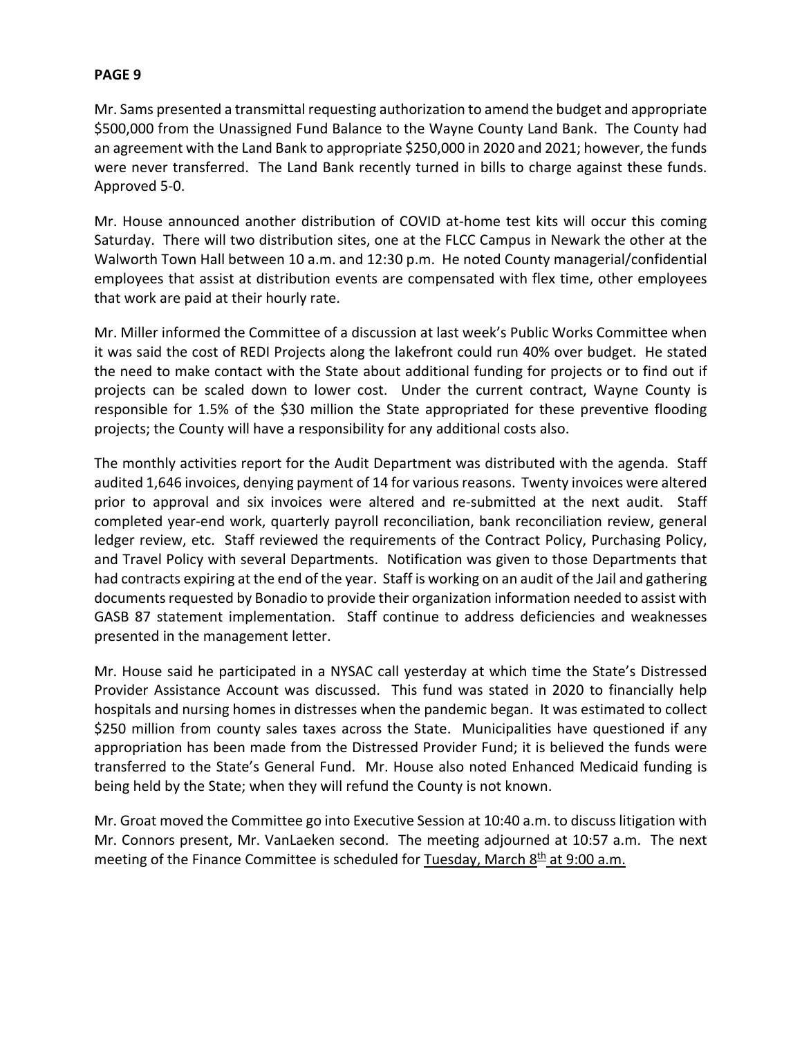**PAGE 9**

Mr. Sams presented a transmittal requesting authorization to amend the budget and appropriate $500,000 from the Unassigned Fund Balance to the Wayne County Land Bank. The County had an agreement with the Land Bank to appropriate $250,000 in 2020 and 2021; however, the funds were never transferred. The Land Bank recently turned in bills to charge against these funds. Approved 5-0.

Mr. House announced another distribution of COVID at-home test kits will occur this coming Saturday. There will two distribution sites, one at the FLCC Campus in Newark the other at the Walworth Town Hall between 10 a.m. and 12:30 p.m. He noted County managerial/confidential employees that assist at distribution events are compensated with flex time, other employees that work are paid at their hourly rate.

Mr. Miller informed the Committee of a discussion at last week's Public Works Committee when it was said the cost of REDI Projects along the lakefront could run 40% over budget. He stated the need to make contact with the State about additional funding for projects or to find out if projects can be scaled down to lower cost. Under the current contract, Wayne County is responsible for 1.5% of the $30 million the State appropriated for these preventive flooding projects; the County will have a responsibility for any additional costs also.

The monthly activities report for the Audit Department was distributed with the agenda. Staff audited 1,646 invoices, denying payment of 14 for various reasons. Twenty invoices were altered prior to approval and six invoices were altered and re-submitted at the next audit. Staff completed year-end work, quarterly payroll reconciliation, bank reconciliation review, general ledger review, etc. Staff reviewed the requirements of the Contract Policy, Purchasing Policy, and Travel Policy with several Departments. Notification was given to those Departments that had contracts expiring at the end of the year. Staff is working on an audit of the Jail and gathering documents requested by Bonadio to provide their organization information needed to assist with GASB 87 statement implementation. Staff continue to address deficiencies and weaknesses presented in the management letter.

Mr. House said he participated in a NYSAC call yesterday at which time the State's Distressed Provider Assistance Account was discussed. This fund was stated in 2020 to financially help hospitals and nursing homes in distresses when the pandemic began. It was estimated to collect $250 million from county sales taxes across the State. Municipalities have questioned if any appropriation has been made from the Distressed Provider Fund; it is believed the funds were transferred to the State's General Fund. Mr. House also noted Enhanced Medicaid funding is being held by the State; when they will refund the County is not known.

Mr. Groat moved the Committee go into Executive Session at 10:40 a.m. to discuss litigation with Mr. Connors present, Mr. VanLaeken second. The meeting adjourned at 10:57 a.m. The next meeting of the Finance Committee is scheduled for <u>Tuesday, March 8th at 9:00 a.m.</u>